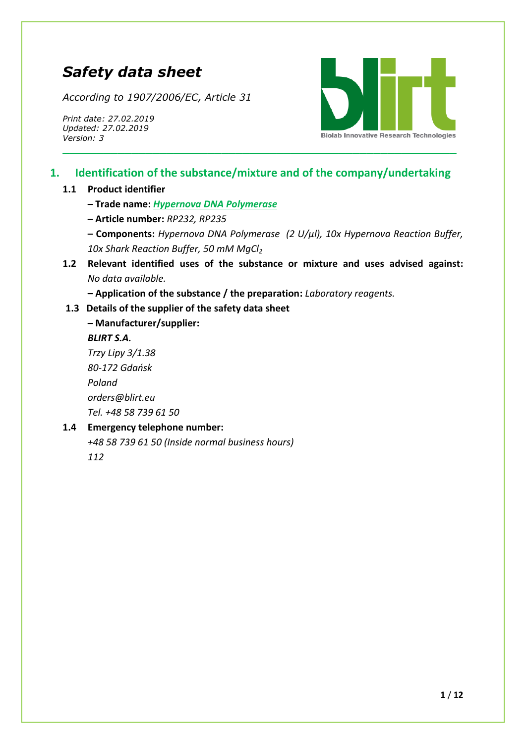# *Safety data sheet*

*According to 1907/2006/EC, Article 31*

*Print date: 27.02.2019*
*Updated: 27.02.2019*
*Version: 3*

Biolab Innovative Research Technologies

## 1. Identification of the substance/mixture and of the company/undertaking

**1.1 Product identifier**

**– Trade name:** ***Hypernova DNA Polymerase***

**– Article number:** *RP232, RP235*

**– Components:** *Hypernova DNA Polymerase (2 U/µl), 10x Hypernova Reaction Buffer, 10x Shark Reaction Buffer, 50 mM $MgCl_2$*

**1.2 Relevant identified uses of the substance or mixture and uses advised against:** *No data available.*

**– Application of the substance / the preparation:** *Laboratory reagents.*

**1.3 Details of the supplier of the safety data sheet**

**– Manufacturer/supplier:**

***BLIRT S.A.***
*Trzy Lipy 3/1.38*
*80-172 Gdańsk*
*Poland*
*orders@blirt.eu*
*Tel. +48 58 739 61 50*

**1.4 Emergency telephone number:**

*+48 58 739 61 50 (Inside normal business hours)*
*112*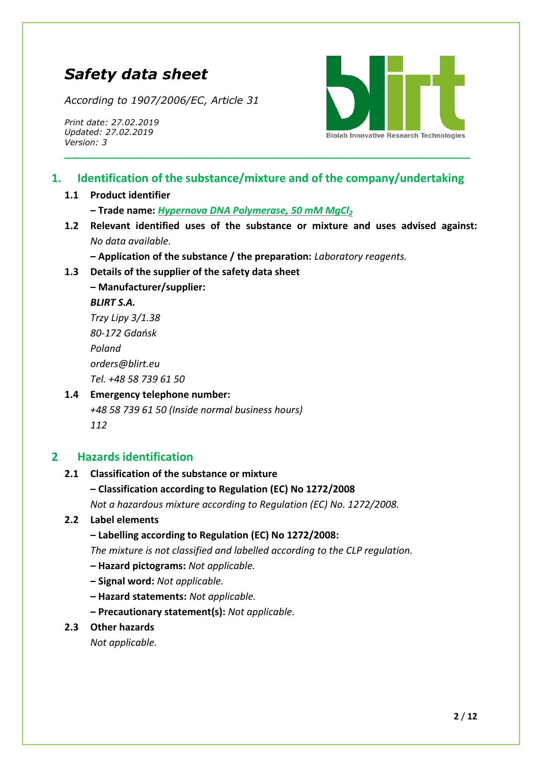# *Safety data sheet*

*According to 1907/2006/EC, Article 31*

*Print date: 27.02.2019*
*Updated: 27.02.2019*
*Version: 3*

## 1. Identification of the substance/mixture and of the company/undertaking

**1.1 Product identifier**

**– Trade name:** ***Hypernova DNA Polymerase, 50 mM $MgCl_2$***

**1.2 Relevant identified uses of the substance or mixture and uses advised against:** *No data available.*

**– Application of the substance / the preparation:** *Laboratory reagents.*

**1.3 Details of the supplier of the safety data sheet**

**– Manufacturer/supplier:**

***BLIRT S.A.***
*Trzy Lipy 3/1.38*
*80-172 Gdańsk*
*Poland*
*orders@blirt.eu*
*Tel. +48 58 739 61 50*

**1.4 Emergency telephone number:**

*+48 58 739 61 50 (Inside normal business hours)*
*112*

## 2 Hazards identification

**2.1 Classification of the substance or mixture**

**– Classification according to Regulation (EC) No 1272/2008**

*Not a hazardous mixture according to Regulation (EC) No. 1272/2008.*

**2.2 Label elements**

**– Labelling according to Regulation (EC) No 1272/2008:**

*The mixture is not classified and labelled according to the CLP regulation.*

**– Hazard pictograms:** *Not applicable.*

**– Signal word:** *Not applicable.*

**– Hazard statements:** *Not applicable.*

**– Precautionary statement(s):** *Not applicable.*

**2.3 Other hazards**

*Not applicable.*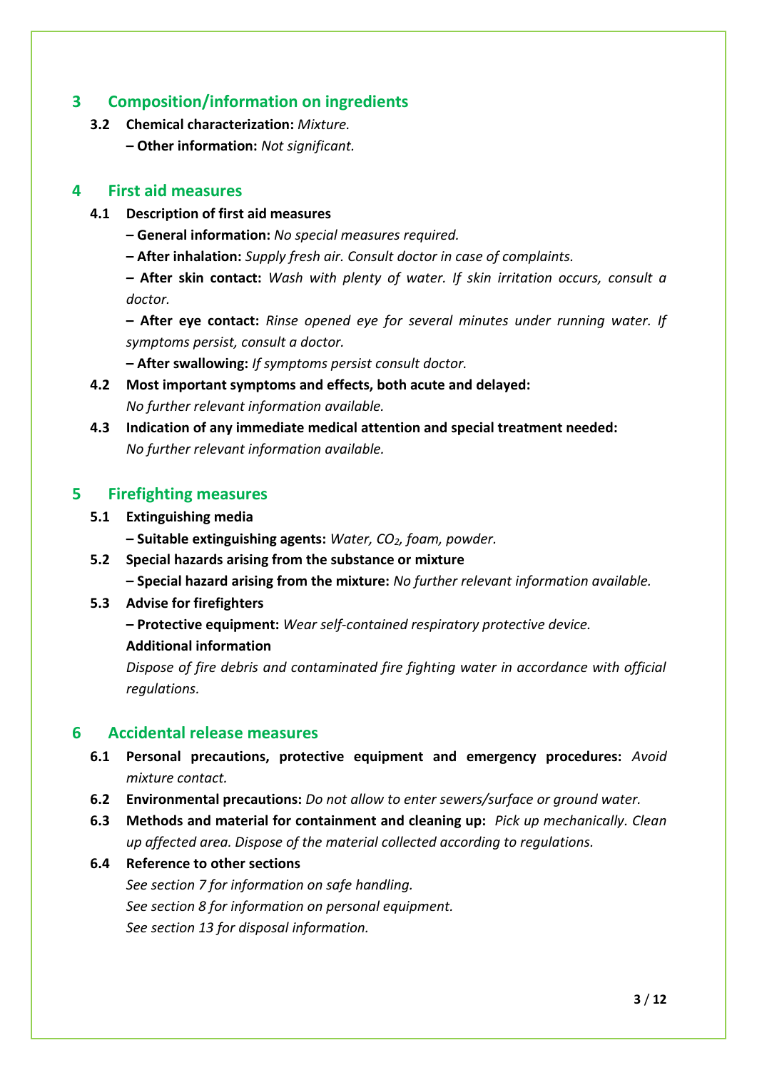## 3 Composition/information on ingredients

**3.2 Chemical characterization:** *Mixture.*

**– Other information:** *Not significant.*

## 4 First aid measures

**4.1 Description of first aid measures**

**– General information:** *No special measures required.*

**– After inhalation:** *Supply fresh air. Consult doctor in case of complaints.*

**– After skin contact:** *Wash with plenty of water. If skin irritation occurs, consult a doctor.*

**– After eye contact:** *Rinse opened eye for several minutes under running water. If symptoms persist, consult a doctor.*

**– After swallowing:** *If symptoms persist consult doctor.*

**4.2 Most important symptoms and effects, both acute and delayed:**
*No further relevant information available.*

**4.3 Indication of any immediate medical attention and special treatment needed:**
*No further relevant information available.*

## 5 Firefighting measures

**5.1 Extinguishing media**

**– Suitable extinguishing agents:** *Water, $CO_2$, foam, powder.*

**5.2 Special hazards arising from the substance or mixture**

**– Special hazard arising from the mixture:** *No further relevant information available.*

**5.3 Advise for firefighters**

**– Protective equipment:** *Wear self-contained respiratory protective device.*

**Additional information**

*Dispose of fire debris and contaminated fire fighting water in accordance with official regulations.*

## 6 Accidental release measures

**6.1 Personal precautions, protective equipment and emergency procedures:** *Avoid mixture contact.*

**6.2 Environmental precautions:** *Do not allow to enter sewers/surface or ground water.*

**6.3 Methods and material for containment and cleaning up:** *Pick up mechanically. Clean up affected area. Dispose of the material collected according to regulations.*

**6.4 Reference to other sections**

*See section 7 for information on safe handling.*
*See section 8 for information on personal equipment.*
*See section 13 for disposal information.*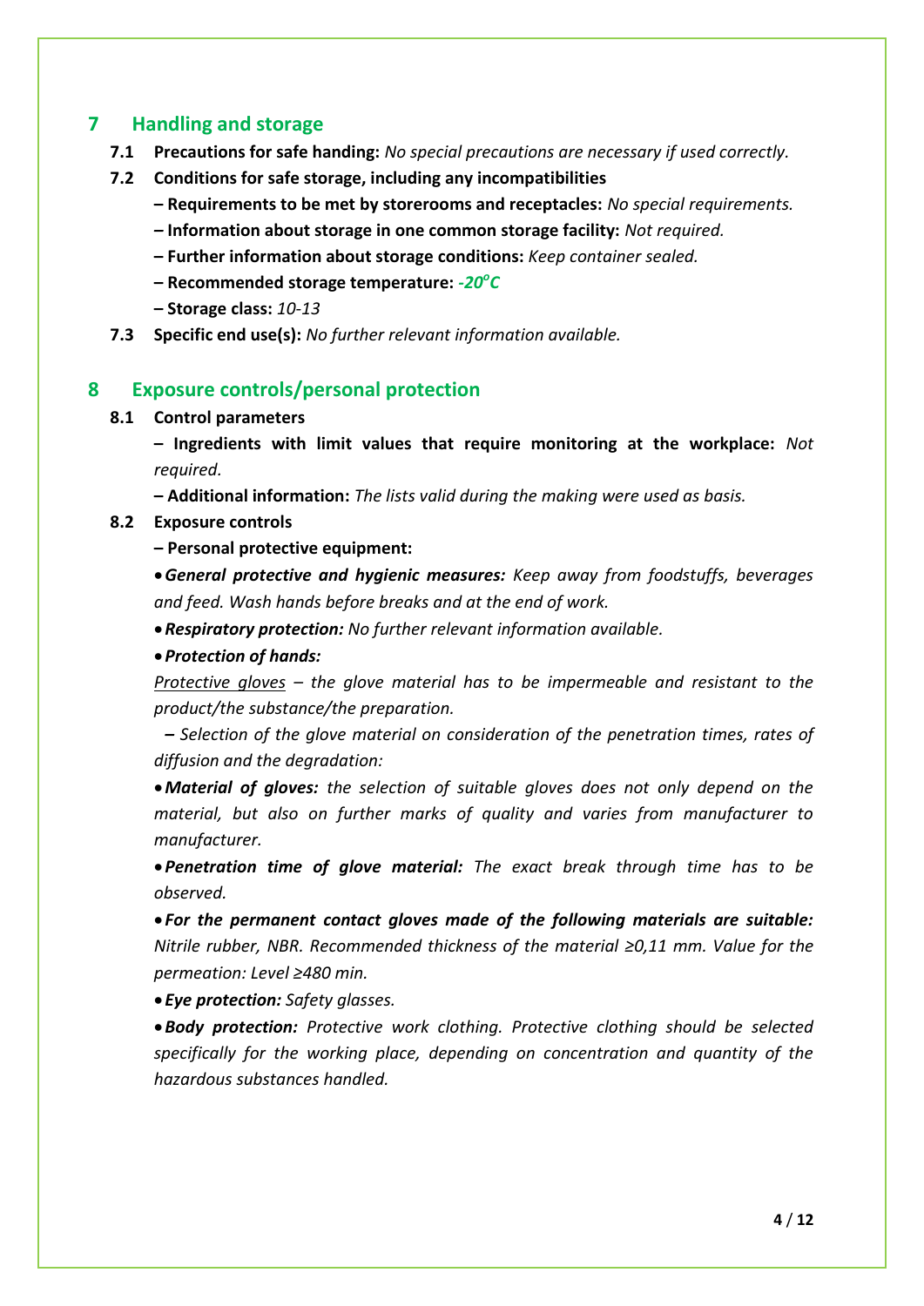## 7 Handling and storage

**7.1 Precautions for safe handing:** *No special precautions are necessary if used correctly.*

**7.2 Conditions for safe storage, including any incompatibilities**

**– Requirements to be met by storerooms and receptacles:** *No special requirements.*

**– Information about storage in one common storage facility:** *Not required.*

**– Further information about storage conditions:** *Keep container sealed.*

**– Recommended storage temperature:** ***-20°C***

**– Storage class:** *10-13*

**7.3 Specific end use(s):** *No further relevant information available.*

## 8 Exposure controls/personal protection

**8.1 Control parameters**

**– Ingredients with limit values that require monitoring at the workplace:** *Not required.*

**– Additional information:** *The lists valid during the making were used as basis.*

**8.2 Exposure controls**

**– Personal protective equipment:**

- ***General protective and hygienic measures:*** *Keep away from foodstuffs, beverages and feed. Wash hands before breaks and at the end of work.*
- ***Respiratory protection:*** *No further relevant information available.*
- ***Protection of hands:***

*Protective gloves – the glove material has to be impermeable and resistant to the product/the substance/the preparation.*

**–** *Selection of the glove material on consideration of the penetration times, rates of diffusion and the degradation:*

- ***Material of gloves:*** *the selection of suitable gloves does not only depend on the material, but also on further marks of quality and varies from manufacturer to manufacturer.*
- ***Penetration time of glove material:*** *The exact break through time has to be observed.*
- ***For the permanent contact gloves made of the following materials are suitable:*** *Nitrile rubber, NBR. Recommended thickness of the material ≥0,11 mm. Value for the permeation: Level ≥480 min.*
- ***Eye protection:*** *Safety glasses.*
- ***Body protection:*** *Protective work clothing. Protective clothing should be selected specifically for the working place, depending on concentration and quantity of the hazardous substances handled.*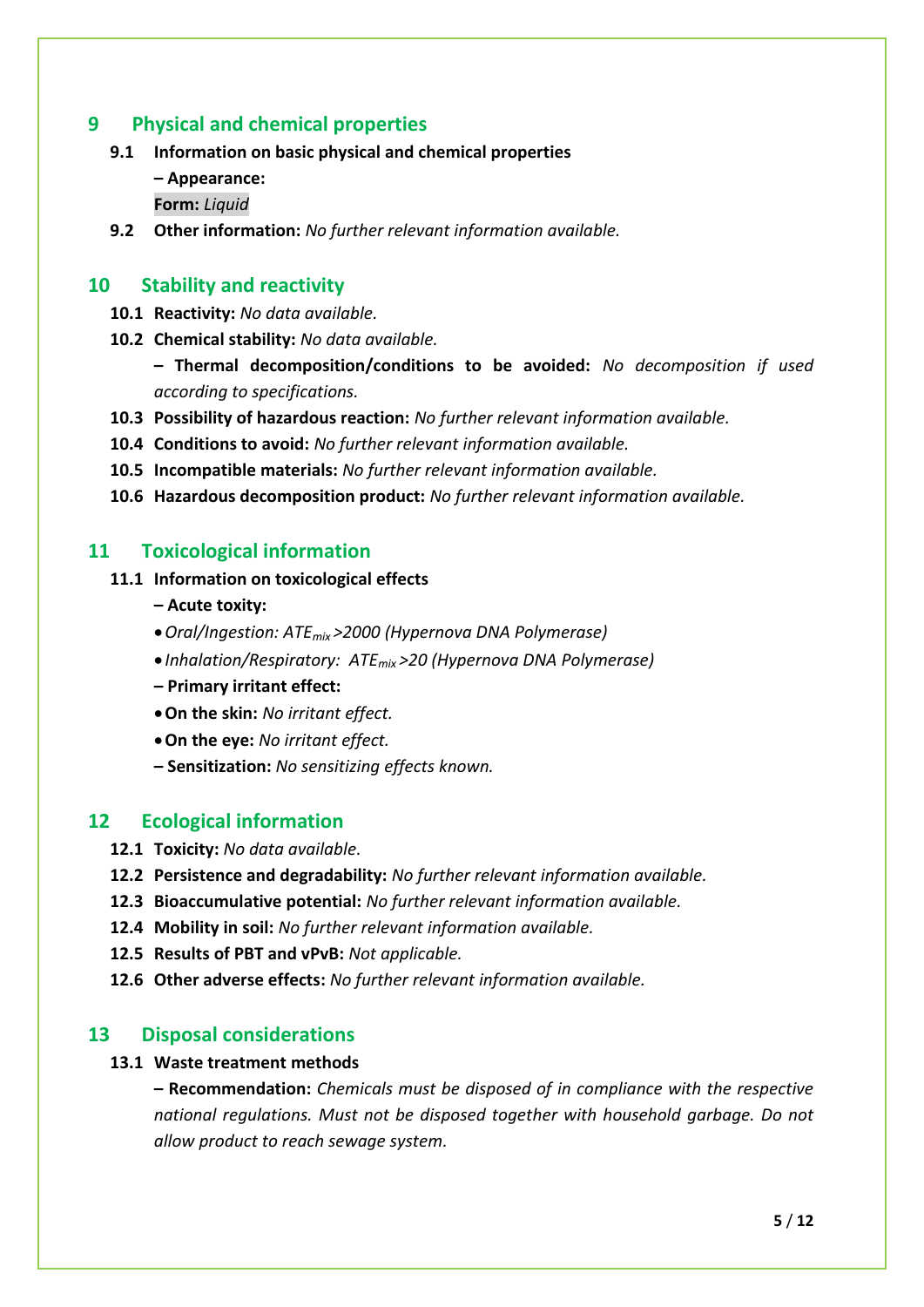## 9 Physical and chemical properties

**9.1 Information on basic physical and chemical properties**

**– Appearance:**

**Form:** *Liquid*

**9.2 Other information:** *No further relevant information available.*

## 10 Stability and reactivity

**10.1 Reactivity:** *No data available.*

**10.2 Chemical stability:** *No data available.*

**– Thermal decomposition/conditions to be avoided:** *No decomposition if used according to specifications.*

**10.3 Possibility of hazardous reaction:** *No further relevant information available.*

**10.4 Conditions to avoid:** *No further relevant information available.*

**10.5 Incompatible materials:** *No further relevant information available.*

**10.6 Hazardous decomposition product:** *No further relevant information available.*

## 11 Toxicological information

**11.1 Information on toxicological effects**

**– Acute toxicity:**

- *Oral/Ingestion: $ATE_{mix}$ >2000 (Hypernova DNA Polymerase)*
- *Inhalation/Respiratory: $ATE_{mix}$ >20 (Hypernova DNA Polymerase)*

**– Primary irritant effect:**

- **On the skin:** *No irritant effect.*
- **On the eye:** *No irritant effect.*

**– Sensitization:** *No sensitizing effects known.*

## 12 Ecological information

**12.1 Toxicity:** *No data available.*

**12.2 Persistence and degradability:** *No further relevant information available.*

**12.3 Bioaccumulative potential:** *No further relevant information available.*

**12.4 Mobility in soil:** *No further relevant information available.*

**12.5 Results of PBT and vPvB:** *Not applicable.*

**12.6 Other adverse effects:** *No further relevant information available.*

## 13 Disposal considerations

**13.1 Waste treatment methods**

**– Recommendation:** *Chemicals must be disposed of in compliance with the respective national regulations. Must not be disposed together with household garbage. Do not allow product to reach sewage system.*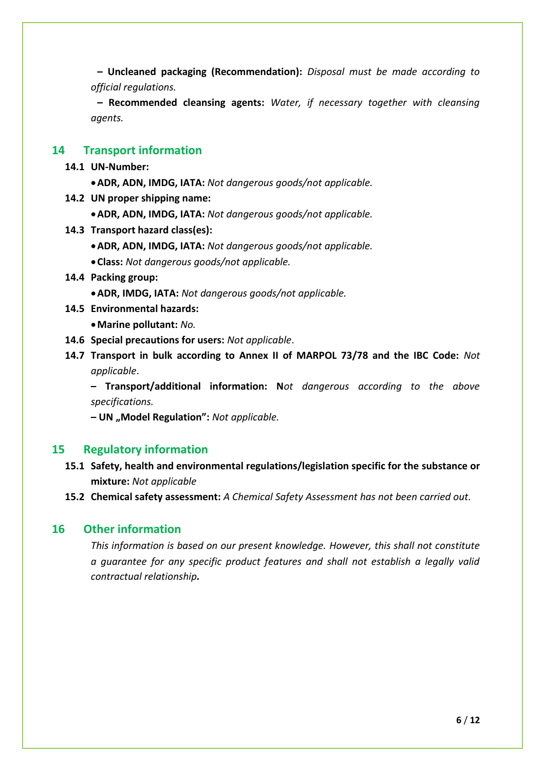– **Uncleaned packaging (Recommendation):** *Disposal must be made according to official regulations.*

– **Recommended cleansing agents:** *Water, if necessary together with cleansing agents.*

## 14 Transport information

**14.1 UN-Number:**

- **ADR, ADN, IMDG, IATA:** *Not dangerous goods/not applicable.*

**14.2 UN proper shipping name:**

- **ADR, ADN, IMDG, IATA:** *Not dangerous goods/not applicable.*

**14.3 Transport hazard class(es):**

- **ADR, ADN, IMDG, IATA:** *Not dangerous goods/not applicable.*
- **Class:** *Not dangerous goods/not applicable.*

**14.4 Packing group:**

- **ADR, IMDG, IATA:** *Not dangerous goods/not applicable.*

**14.5 Environmental hazards:**

- **Marine pollutant:** *No.*

**14.6 Special precautions for users:** *Not applicable*.

**14.7 Transport in bulk according to Annex II of MARPOL 73/78 and the IBC Code:** *Not applicable*.

– **Transport/additional information: N***ot dangerous according to the above specifications.*

**– UN „Model Regulation":** *Not applicable.*

## 15 Regulatory information

**15.1 Safety, health and environmental regulations/legislation specific for the substance or mixture:** *Not applicable*

**15.2 Chemical safety assessment:** *A Chemical Safety Assessment has not been carried out.*

## 16 Other information

*This information is based on our present knowledge. However, this shall not constitute a guarantee for any specific product features and shall not establish a legally valid contractual relationship.*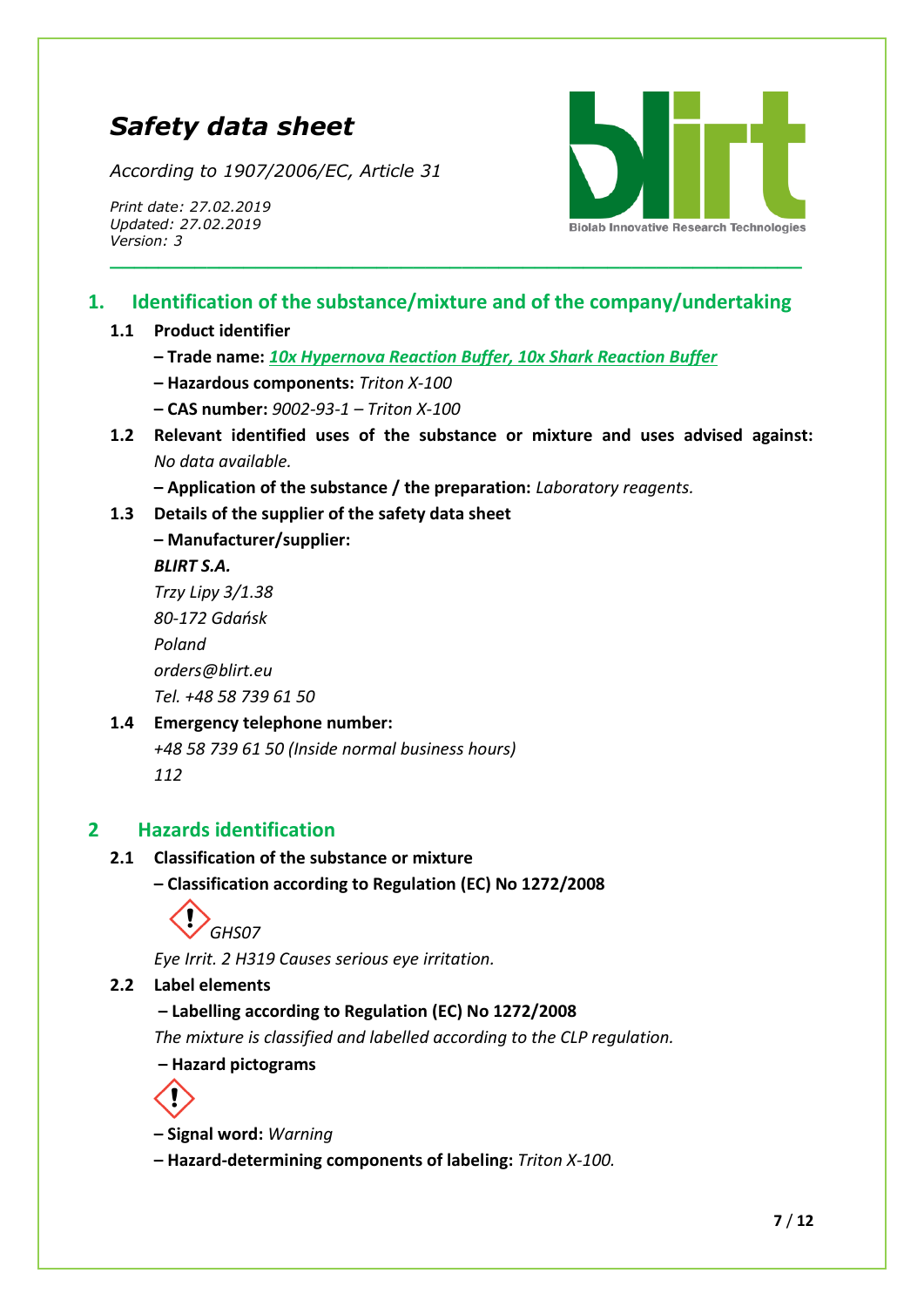# *Safety data sheet*

*According to 1907/2006/EC, Article 31*

*Print date: 27.02.2019*
*Updated: 27.02.2019*
*Version: 3*

## 1. Identification of the substance/mixture and of the company/undertaking

**1.1 Product identifier**

**– Trade name:** ***10x Hypernova Reaction Buffer, 10x Shark Reaction Buffer***

**– Hazardous components:** *Triton X-100*

**– CAS number:** *9002-93-1 – Triton X-100*

**1.2 Relevant identified uses of the substance or mixture and uses advised against:** *No data available.*

**– Application of the substance / the preparation:** *Laboratory reagents.*

**1.3 Details of the supplier of the safety data sheet**

**– Manufacturer/supplier:**

***BLIRT S.A.***
*Trzy Lipy 3/1.38*
*80-172 Gdańsk*
*Poland*
*orders@blirt.eu*
*Tel. +48 58 739 61 50*

**1.4 Emergency telephone number:**

*+48 58 739 61 50 (Inside normal business hours)*
*112*

## 2 Hazards identification

**2.1 Classification of the substance or mixture**

**– Classification according to Regulation (EC) No 1272/2008**

*GHS07*

*Eye Irrit. 2 H319 Causes serious eye irritation.*

**2.2 Label elements**

**– Labelling according to Regulation (EC) No 1272/2008**

*The mixture is classified and labelled according to the CLP regulation.*

**– Hazard pictograms**

**– Signal word:** *Warning*

**– Hazard-determining components of labeling:** *Triton X-100.*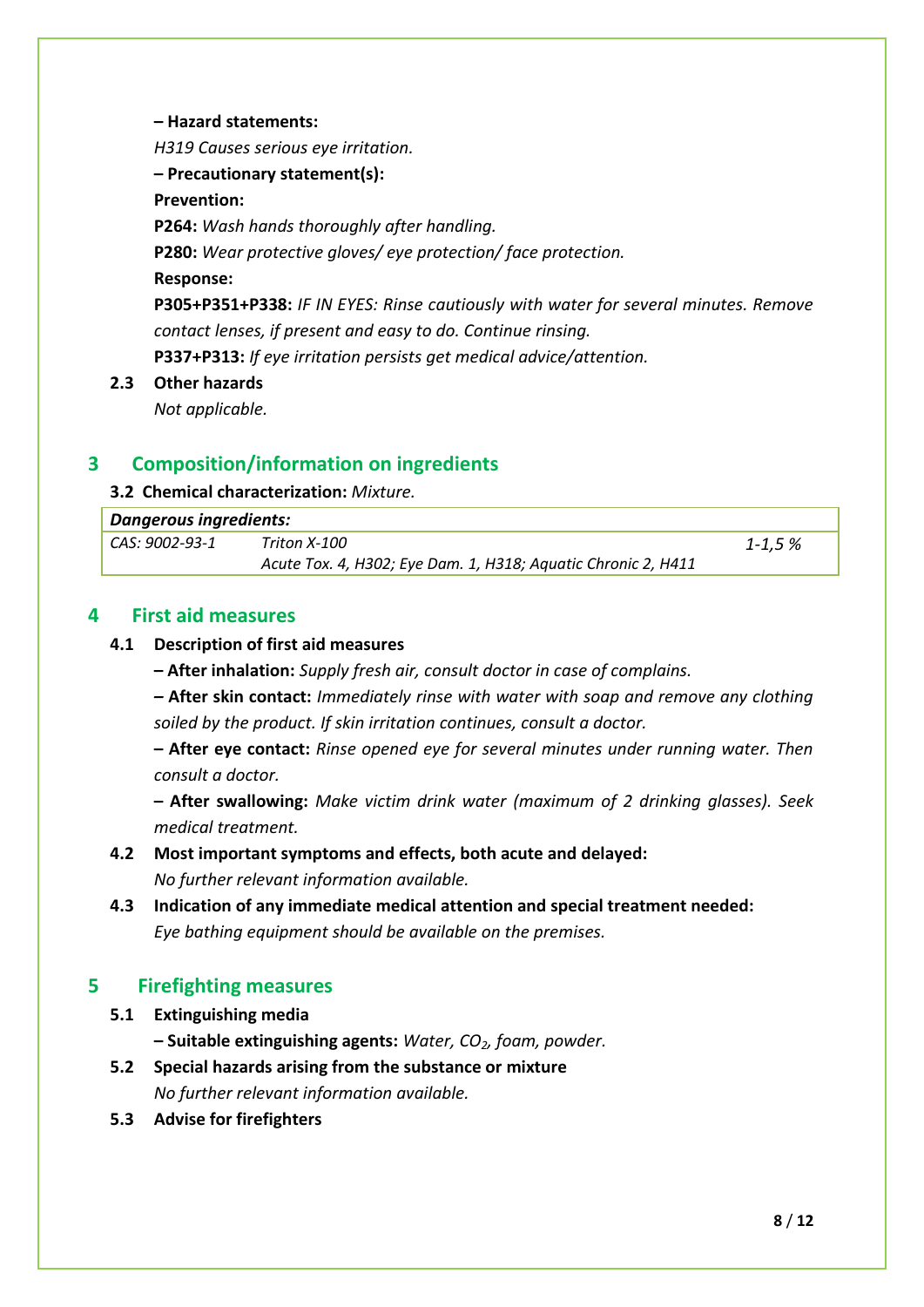**– Hazard statements:**

*H319 Causes serious eye irritation.*

**– Precautionary statement(s):**

**Prevention:**

**P264:** *Wash hands thoroughly after handling.*

**P280:** *Wear protective gloves/ eye protection/ face protection.*

**Response:**

**P305+P351+P338:** *IF IN EYES: Rinse cautiously with water for several minutes. Remove contact lenses, if present and easy to do. Continue rinsing.*

**P337+P313:** *If eye irritation persists get medical advice/attention.*

**2.3 Other hazards**

*Not applicable.*

## 3 Composition/information on ingredients

**3.2 Chemical characterization:** *Mixture.*

| *Dangerous ingredients:* | | |
|---|---|---|
| *CAS: 9002-93-1* | *Triton X-100*<br>*Acute Tox. 4, H302; Eye Dam. 1, H318; Aquatic Chronic 2, H411* | *1-1,5 %* |

## 4 First aid measures

**4.1 Description of first aid measures**

**– After inhalation:** *Supply fresh air, consult doctor in case of complains.*

**– After skin contact:** *Immediately rinse with water with soap and remove any clothing soiled by the product. If skin irritation continues, consult a doctor.*

**– After eye contact:** *Rinse opened eye for several minutes under running water. Then consult a doctor.*

**– After swallowing:** *Make victim drink water (maximum of 2 drinking glasses). Seek medical treatment.*

**4.2 Most important symptoms and effects, both acute and delayed:**

*No further relevant information available.*

**4.3 Indication of any immediate medical attention and special treatment needed:**

*Eye bathing equipment should be available on the premises.*

## 5 Firefighting measures

**5.1 Extinguishing media**

**– Suitable extinguishing agents:** *Water, $CO_2$, foam, powder.*

**5.2 Special hazards arising from the substance or mixture**

*No further relevant information available.*

**5.3 Advise for firefighters**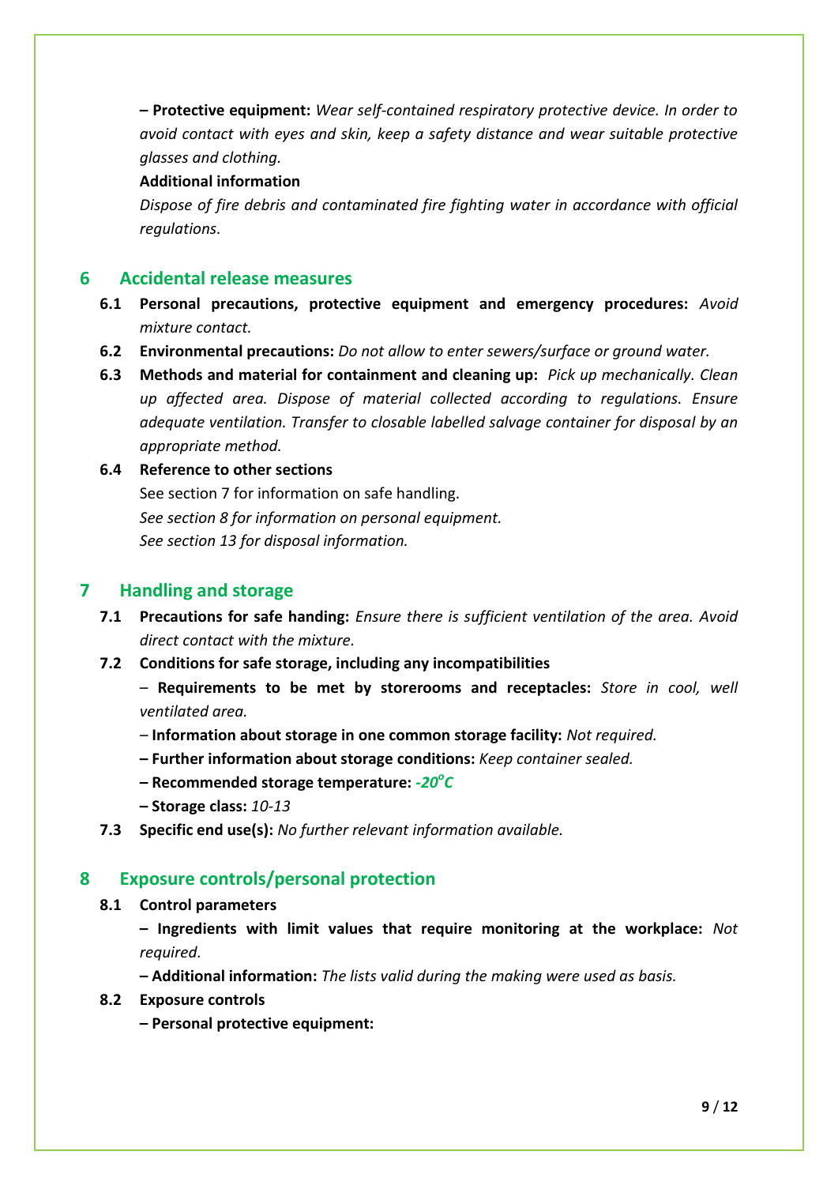**– Protective equipment:** *Wear self-contained respiratory protective device. In order to avoid contact with eyes and skin, keep a safety distance and wear suitable protective glasses and clothing.*

**Additional information**

*Dispose of fire debris and contaminated fire fighting water in accordance with official regulations.*

## 6 Accidental release measures

**6.1 Personal precautions, protective equipment and emergency procedures:** *Avoid mixture contact.*

**6.2 Environmental precautions:** *Do not allow to enter sewers/surface or ground water.*

**6.3 Methods and material for containment and cleaning up:** *Pick up mechanically. Clean up affected area. Dispose of material collected according to regulations. Ensure adequate ventilation. Transfer to closable labelled salvage container for disposal by an appropriate method.*

**6.4 Reference to other sections**

See section 7 for information on safe handling.
*See section 8 for information on personal equipment.*
*See section 13 for disposal information.*

## 7 Handling and storage

**7.1 Precautions for safe handing:** *Ensure there is sufficient ventilation of the area. Avoid direct contact with the mixture.*

**7.2 Conditions for safe storage, including any incompatibilities**

– **Requirements to be met by storerooms and receptacles:** *Store in cool, well ventilated area.*

– **Information about storage in one common storage facility:** *Not required.*

**– Further information about storage conditions:** *Keep container sealed.*

**– Recommended storage temperature:** ***-20$^{o}$C***

**– Storage class:** *10-13*

**7.3 Specific end use(s):** *No further relevant information available.*

## 8 Exposure controls/personal protection

**8.1 Control parameters**

**– Ingredients with limit values that require monitoring at the workplace:** *Not required.*

**– Additional information:** *The lists valid during the making were used as basis.*

**8.2 Exposure controls**

**– Personal protective equipment:**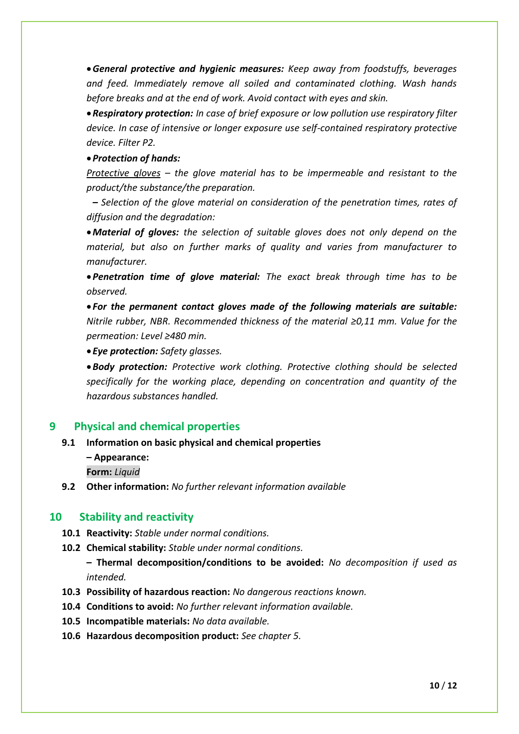- ***General protective and hygienic measures:*** *Keep away from foodstuffs, beverages and feed. Immediately remove all soiled and contaminated clothing. Wash hands before breaks and at the end of work. Avoid contact with eyes and skin.*
- ***Respiratory protection:*** *In case of brief exposure or low pollution use respiratory filter device. In case of intensive or longer exposure use self-contained respiratory protective device. Filter P2.*
- ***Protection of hands:***

  *Protective gloves – the glove material has to be impermeable and resistant to the product/the substance/the preparation.*

  *– Selection of the glove material on consideration of the penetration times, rates of diffusion and the degradation:*
- ***Material of gloves:*** *the selection of suitable gloves does not only depend on the material, but also on further marks of quality and varies from manufacturer to manufacturer.*
- ***Penetration time of glove material:*** *The exact break through time has to be observed.*
- ***For the permanent contact gloves made of the following materials are suitable:*** *Nitrile rubber, NBR. Recommended thickness of the material ≥0,11 mm. Value for the permeation: Level ≥480 min.*
- ***Eye protection:*** *Safety glasses.*
- ***Body protection:*** *Protective work clothing. Protective clothing should be selected specifically for the working place, depending on concentration and quantity of the hazardous substances handled.*

## 9 Physical and chemical properties

**9.1 Information on basic physical and chemical properties**

**– Appearance:**

**Form:** *Liquid*

**9.2 Other information:** *No further relevant information available*

## 10 Stability and reactivity

**10.1 Reactivity:** *Stable under normal conditions.*

**10.2 Chemical stability:** *Stable under normal conditions.*

**– Thermal decomposition/conditions to be avoided:** *No decomposition if used as intended.*

**10.3 Possibility of hazardous reaction:** *No dangerous reactions known.*

**10.4 Conditions to avoid:** *No further relevant information available.*

**10.5 Incompatible materials:** *No data available.*

**10.6 Hazardous decomposition product:** *See chapter 5.*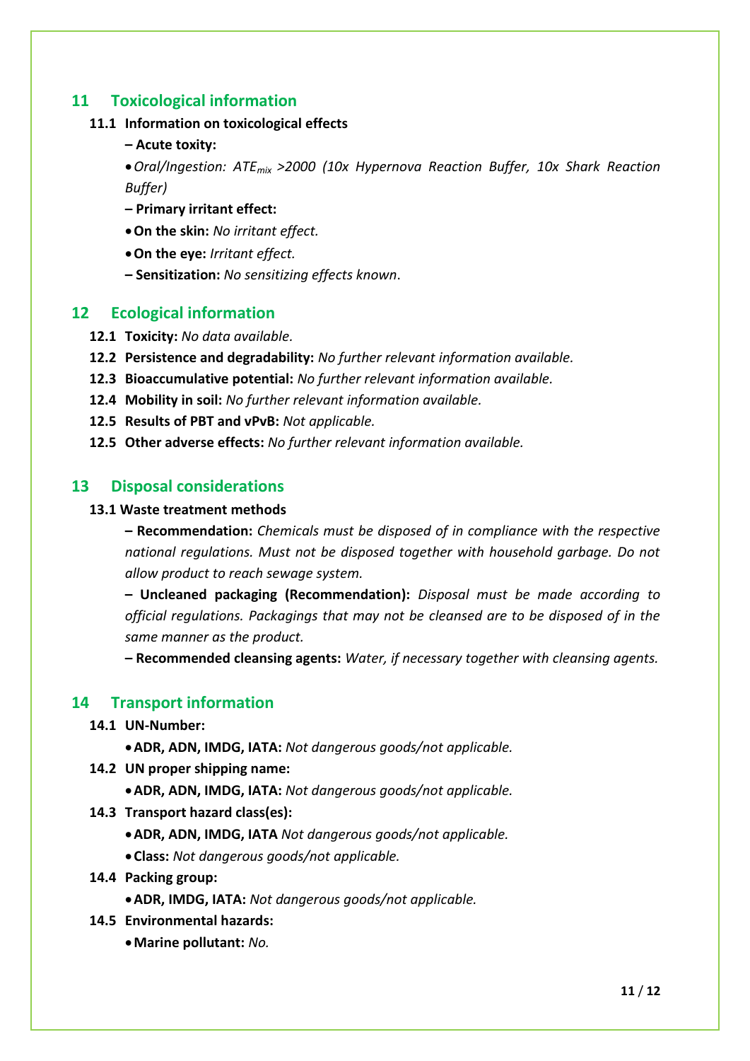## 11 Toxicological information

### 11.1 Information on toxicological effects

**– Acute toxity:**

- *Oral/Ingestion: $ATE_{mix}$ >2000 (10x Hypernova Reaction Buffer, 10x Shark Reaction Buffer)*

**– Primary irritant effect:**

- **On the skin:** *No irritant effect.*
- **On the eye:** *Irritant effect.*

**– Sensitization:** *No sensitizing effects known*.

## 12 Ecological information

**12.1 Toxicity:** *No data available.*

**12.2 Persistence and degradability:** *No further relevant information available.*

**12.3 Bioaccumulative potential:** *No further relevant information available.*

**12.4 Mobility in soil:** *No further relevant information available.*

**12.5 Results of PBT and vPvB:** *Not applicable.*

**12.5 Other adverse effects:** *No further relevant information available.*

## 13 Disposal considerations

### 13.1 Waste treatment methods

**– Recommendation:** *Chemicals must be disposed of in compliance with the respective national regulations. Must not be disposed together with household garbage. Do not allow product to reach sewage system.*

**– Uncleaned packaging (Recommendation):** *Disposal must be made according to official regulations. Packagings that may not be cleansed are to be disposed of in the same manner as the product.*

**– Recommended cleansing agents:** *Water, if necessary together with cleansing agents.*

## 14 Transport information

**14.1 UN-Number:**

- **ADR, ADN, IMDG, IATA:** *Not dangerous goods/not applicable.*

**14.2 UN proper shipping name:**

- **ADR, ADN, IMDG, IATA:** *Not dangerous goods/not applicable.*

**14.3 Transport hazard class(es):**

- **ADR, ADN, IMDG, IATA** *Not dangerous goods/not applicable.*
- **Class:** *Not dangerous goods/not applicable.*

**14.4 Packing group:**

- **ADR, IMDG, IATA:** *Not dangerous goods/not applicable.*

**14.5 Environmental hazards:**

- **Marine pollutant:** *No.*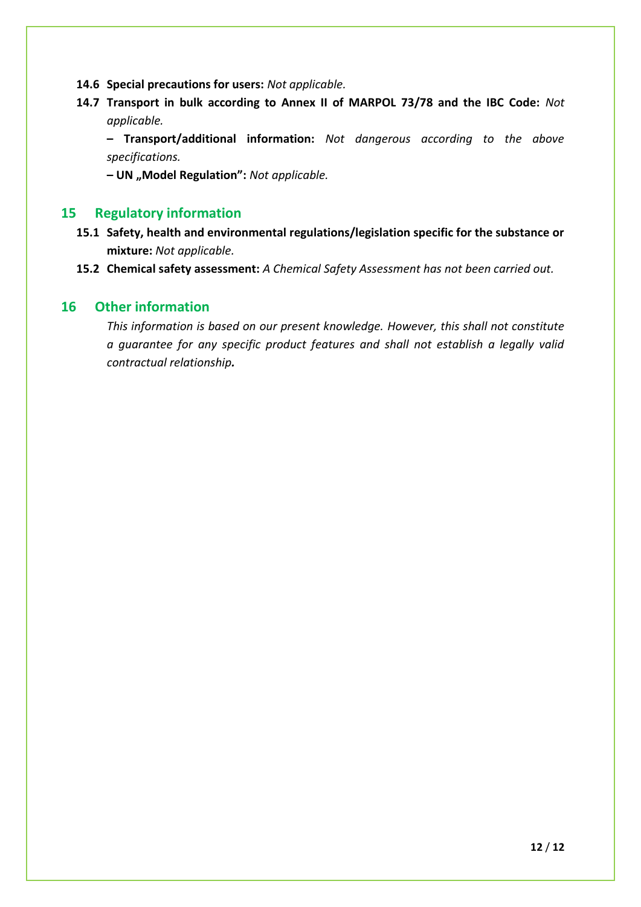**14.6 Special precautions for users:** *Not applicable.*

**14.7 Transport in bulk according to Annex II of MARPOL 73/78 and the IBC Code:** *Not applicable.*

**– Transport/additional information:** *Not dangerous according to the above specifications.*

**– UN „Model Regulation":** *Not applicable.*

## 15 Regulatory information

**15.1 Safety, health and environmental regulations/legislation specific for the substance or mixture:** *Not applicable.*

**15.2 Chemical safety assessment:** *A Chemical Safety Assessment has not been carried out.*

## 16 Other information

*This information is based on our present knowledge. However, this shall not constitute a guarantee for any specific product features and shall not establish a legally valid contractual relationship.*